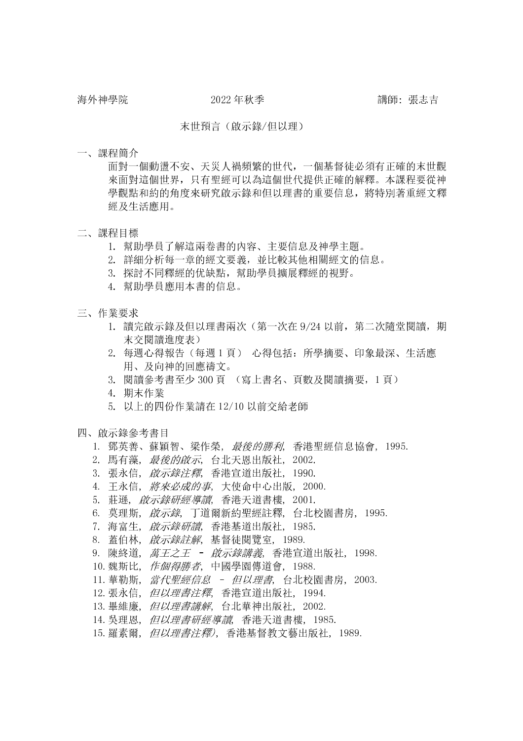海外神學院　　　　　　　　　2022 年秋季　　　　　　　　　講師: 張志吉

# 末世預言（啟示錄/但以理）

## 一、課程簡介

面對一個動盪不安、天災人禍頻繁的世代，一個基督徒必須有正確的末世觀來面對這個世界，只有聖經可以為這個世代提供正確的解釋。本課程要從神學觀點和約的角度來研究啟示錄和但以理書的重要信息，將特別著重經文釋經及生活應用。

## 二、課程目標

1. 幫助學員了解這兩卷書的內容、主要信息及神學主題。
2. 詳細分析每一章的經文要義，並比較其他相關經文的信息。
3. 探討不同釋經的优缺點，幫助學員擴展釋經的視野。
4. 幫助學員應用本書的信息。

## 三、作業要求

1. 讀完啟示錄及但以理書兩次（第一次在 9/24 以前，第二次隨堂閱讀，期末交閱讀進度表）
2. 每週心得報告（每週 1 頁） 心得包括：所學摘要、印象最深、生活應用、及向神的回應禱文。
3. 閱讀參考書至少 300 頁 （寫上書名、頁數及閱讀摘要，1 頁）
4. 期末作業
5. 以上的四份作業請在 12/10 以前交給老師

## 四、啟示錄參考書目

1. 鄧英善、蘇穎智、梁作榮, *最後的勝利*, 香港聖經信息協會, 1995.
2. 馬有藻, *最後的啟示*, 台北天恩出版社, 2002.
3. 張永信, *啟示錄注釋*, 香港宣道出版社, 1990.
4. 王永信, *將來必成的事*, 大使命中心出版, 2000.
5. 莊遜, *啟示錄研經導讀*, 香港天道書樓, 2001.
6. 莫理斯, *啟示錄*, 丁道爾新約聖經註釋, 台北校園書房, 1995.
7. 海富生, *啟示錄研讀*, 香港基道出版社, 1985.
8. 蓋伯林, *啟示錄註解*, 基督徒閱覽室, 1989.
9. 陳終道, *萬王之王 – 啟示錄講義*, 香港宣道出版社, 1998.
10. 魏斯比, *作個得勝者*, 中國學園傳道會, 1988.
11. 華勒斯, *當代聖經信息 – 但以理書*, 台北校園書房, 2003.
12. 張永信, *但以理書注釋*, 香港宣道出版社, 1994.
13. 畢維廉, *但以理書講解*, 台北華神出版社, 2002.
14. 吳理恩, *但以理書研經導讀*, 香港天道書樓, 1985.
15. 羅素爾, *但以理書注釋)*, 香港基督教文藝出版社, 1989.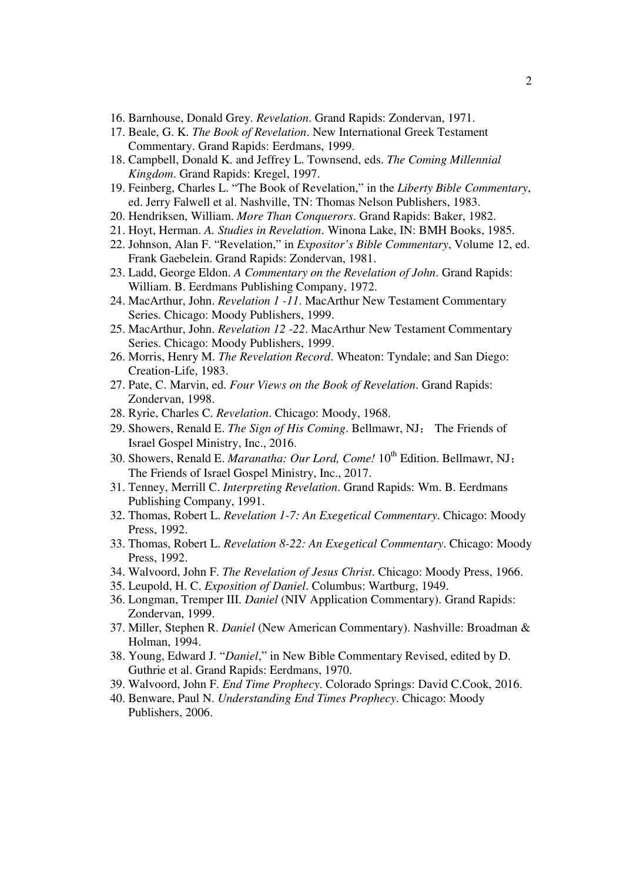16. Barnhouse, Donald Grey. *Revelation*. Grand Rapids: Zondervan, 1971.
17. Beale, G. K. *The Book of Revelation*. New International Greek Testament Commentary. Grand Rapids: Eerdmans, 1999.
18. Campbell, Donald K. and Jeffrey L. Townsend, eds. *The Coming Millennial Kingdom*. Grand Rapids: Kregel, 1997.
19. Feinberg, Charles L. "The Book of Revelation," in the *Liberty Bible Commentary*, ed. Jerry Falwell et al. Nashville, TN: Thomas Nelson Publishers, 1983.
20. Hendriksen, William. *More Than Conquerors*. Grand Rapids: Baker, 1982.
21. Hoyt, Herman. *A. Studies in Revelation*. Winona Lake, IN: BMH Books, 1985.
22. Johnson, Alan F. "Revelation," in *Expositor's Bible Commentary*, Volume 12, ed. Frank Gaebelein. Grand Rapids: Zondervan, 1981.
23. Ladd, George Eldon. *A Commentary on the Revelation of John*. Grand Rapids: William. B. Eerdmans Publishing Company, 1972.
24. MacArthur, John. *Revelation 1 -11*. MacArthur New Testament Commentary Series. Chicago: Moody Publishers, 1999.
25. MacArthur, John. *Revelation 12 -22*. MacArthur New Testament Commentary Series. Chicago: Moody Publishers, 1999.
26. Morris, Henry M. *The Revelation Record*. Wheaton: Tyndale; and San Diego: Creation-Life, 1983.
27. Pate, C. Marvin, ed. *Four Views on the Book of Revelation*. Grand Rapids: Zondervan, 1998.
28. Ryrie, Charles C. *Revelation*. Chicago: Moody, 1968.
29. Showers, Renald E. *The Sign of His Coming*. Bellmawr, NJ： The Friends of Israel Gospel Ministry, Inc., 2016.
30. Showers, Renald E. *Maranatha: Our Lord, Come!* 10th Edition. Bellmawr, NJ：The Friends of Israel Gospel Ministry, Inc., 2017.
31. Tenney, Merrill C. *Interpreting Revelation*. Grand Rapids: Wm. B. Eerdmans Publishing Company, 1991.
32. Thomas, Robert L. *Revelation 1-7: An Exegetical Commentary*. Chicago: Moody Press, 1992.
33. Thomas, Robert L. *Revelation 8-22: An Exegetical Commentary*. Chicago: Moody Press, 1992.
34. Walvoord, John F. *The Revelation of Jesus Christ*. Chicago: Moody Press, 1966.
35. Leupold, H. C. *Exposition of Daniel*. Columbus: Wartburg, 1949.
36. Longman, Tremper III. *Daniel* (NIV Application Commentary). Grand Rapids: Zondervan, 1999.
37. Miller, Stephen R. *Daniel* (New American Commentary). Nashville: Broadman & Holman, 1994.
38. Young, Edward J. "*Daniel*," in New Bible Commentary Revised, edited by D. Guthrie et al. Grand Rapids: Eerdmans, 1970.
39. Walvoord, John F. *End Time Prophecy*. Colorado Springs: David C.Cook, 2016.
40. Benware, Paul N. *Understanding End Times Prophecy*. Chicago: Moody Publishers, 2006.